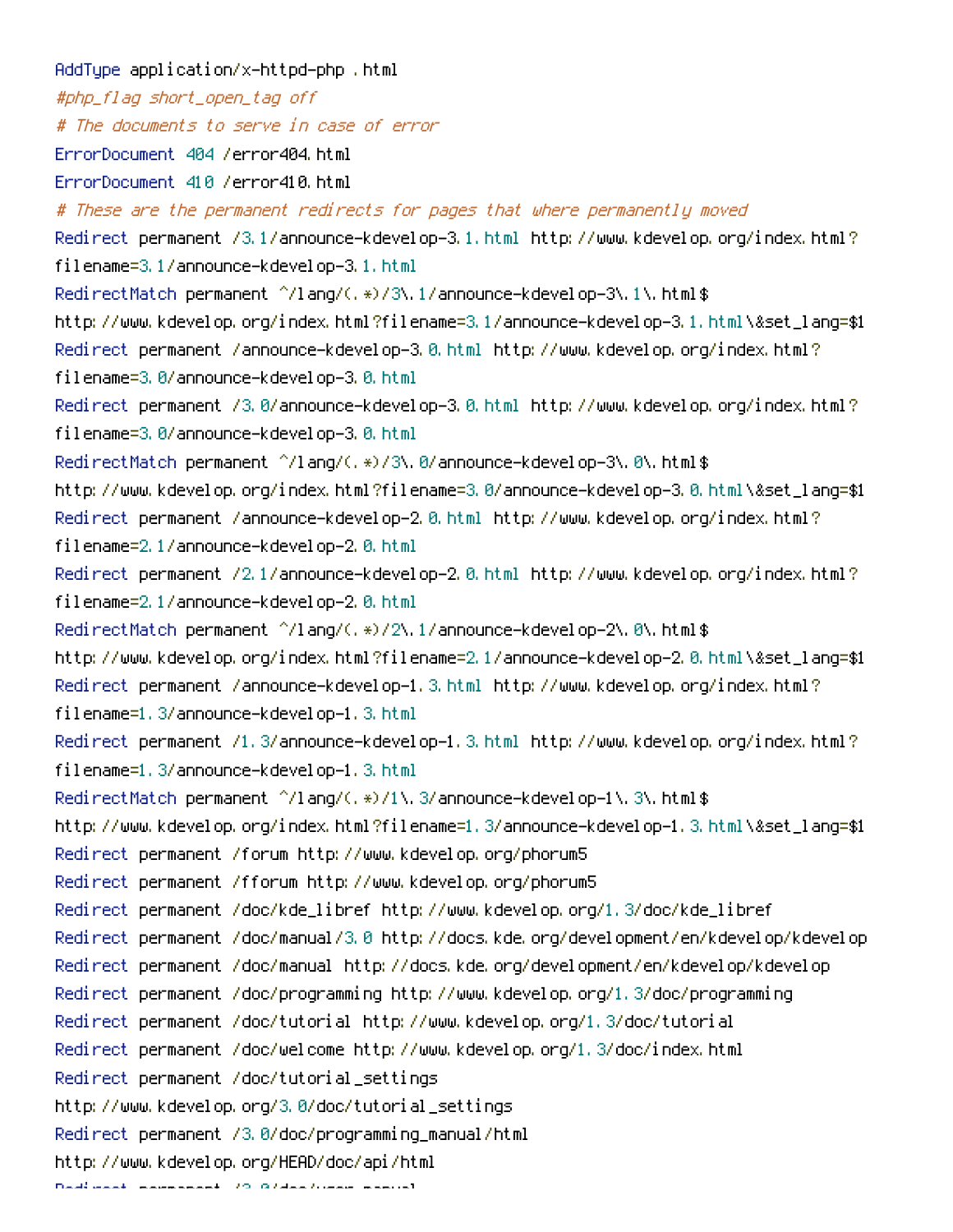```
AddType application/x-httpd-php .html
#php_flag short_open_tag off
# The documents to serve in case of error
ErrorDocument 404 /error404.html
ErrorDocument 410 /error410.html
# These are the permanent redirects for pages that where permanently moved
Redirect permanent /3.1/announce-kdevelop-3.1.html http://www.kdevelop.org/index.html?filename=3.1/announce-kdevelop-3.1.html
RedirectMatch permanent ^/lang/(.*)/3\.1/announce-kdevelop-3\.1\.html$ http://www.kdevelop.org/index.html?filename=3.1/announce-kdevelop-3.1.html\&set_lang=$1
Redirect permanent /announce-kdevelop-3.0.html http://www.kdevelop.org/index.html?filename=3.0/announce-kdevelop-3.0.html
Redirect permanent /3.0/announce-kdevelop-3.0.html http://www.kdevelop.org/index.html?filename=3.0/announce-kdevelop-3.0.html
RedirectMatch permanent ^/lang/(.*)/3\.0/announce-kdevelop-3\.0\.html$ http://www.kdevelop.org/index.html?filename=3.0/announce-kdevelop-3.0.html\&set_lang=$1
Redirect permanent /announce-kdevelop-2.0.html http://www.kdevelop.org/index.html?filename=2.1/announce-kdevelop-2.0.html
Redirect permanent /2.1/announce-kdevelop-2.0.html http://www.kdevelop.org/index.html?filename=2.1/announce-kdevelop-2.0.html
RedirectMatch permanent ^/lang/(.*)/2\.1/announce-kdevelop-2\.0\.html$ http://www.kdevelop.org/index.html?filename=2.1/announce-kdevelop-2.0.html\&set_lang=$1
Redirect permanent /announce-kdevelop-1.3.html http://www.kdevelop.org/index.html?filename=1.3/announce-kdevelop-1.3.html
Redirect permanent /1.3/announce-kdevelop-1.3.html http://www.kdevelop.org/index.html?filename=1.3/announce-kdevelop-1.3.html
RedirectMatch permanent ^/lang/(.*)/1\.3/announce-kdevelop-1\.3\.html$ http://www.kdevelop.org/index.html?filename=1.3/announce-kdevelop-1.3.html\&set_lang=$1
Redirect permanent /forum http://www.kdevelop.org/phorum5
Redirect permanent /fforum http://www.kdevelop.org/phorum5
Redirect permanent /doc/kde_libref http://www.kdevelop.org/1.3/doc/kde_libref
Redirect permanent /doc/manual/3.0 http://docs.kde.org/development/en/kdevelop/kdevelop
Redirect permanent /doc/manual http://docs.kde.org/development/en/kdevelop/kdevelop
Redirect permanent /doc/programming http://www.kdevelop.org/1.3/doc/programming
Redirect permanent /doc/tutorial http://www.kdevelop.org/1.3/doc/tutorial
Redirect permanent /doc/welcome http://www.kdevelop.org/1.3/doc/index.html
Redirect permanent /doc/tutorial_settings http://www.kdevelop.org/3.0/doc/tutorial_settings
Redirect permanent /3.0/doc/programming_manual/html http://www.kdevelop.org/HEAD/doc/api/html
```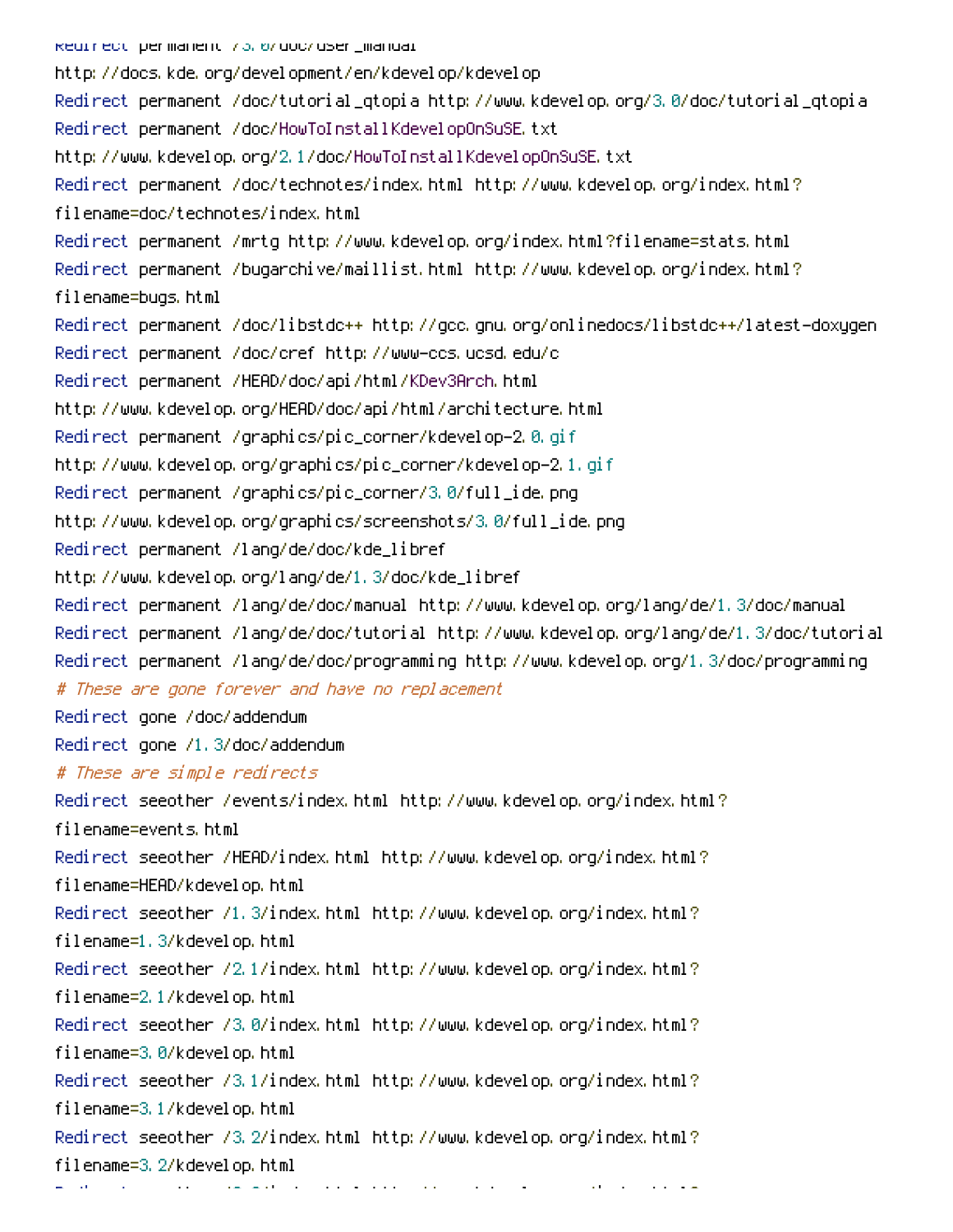```
Redirect permanent /3.0/doc/user_manual
http://docs.kde.org/development/en/kdevelop/kdevelop
Redirect permanent /doc/tutorial_qtopia http://www.kdevelop.org/3.0/doc/tutorial_qtopia
Redirect permanent /doc/HowToInstallKdevelopOnSuSE.txt
http://www.kdevelop.org/2.1/doc/HowToInstallKdevelopOnSuSE.txt
Redirect permanent /doc/technotes/index.html http://www.kdevelop.org/index.html?
filename=doc/technotes/index.html
Redirect permanent /mrtg http://www.kdevelop.org/index.html?filename=stats.html
Redirect permanent /bugarchive/maillist.html http://www.kdevelop.org/index.html?
filename=bugs.html
Redirect permanent /doc/libstdc++ http://gcc.gnu.org/onlinedocs/libstdc++/latest-doxygen
Redirect permanent /doc/cref http://www-ccs.ucsd.edu/c
Redirect permanent /HEAD/doc/api/html/KDev3Arch.html
http://www.kdevelop.org/HEAD/doc/api/html/architecture.html
Redirect permanent /graphics/pic_corner/kdevelop-2.0.gif
http://www.kdevelop.org/graphics/pic_corner/kdevelop-2.1.gif
Redirect permanent /graphics/pic_corner/3.0/full_ide.png
http://www.kdevelop.org/graphics/screenshots/3.0/full_ide.png
Redirect permanent /lang/de/doc/kde_libref
http://www.kdevelop.org/lang/de/1.3/doc/kde_libref
Redirect permanent /lang/de/doc/manual http://www.kdevelop.org/lang/de/1.3/doc/manual
Redirect permanent /lang/de/doc/tutorial http://www.kdevelop.org/lang/de/1.3/doc/tutorial
Redirect permanent /lang/de/doc/programming http://www.kdevelop.org/1.3/doc/programming
# These are gone forever and have no replacement
Redirect gone /doc/addendum
Redirect gone /1.3/doc/addendum
# These are simple redirects
Redirect seeother /events/index.html http://www.kdevelop.org/index.html?
filename=events.html
Redirect seeother /HEAD/index.html http://www.kdevelop.org/index.html?
filename=HEAD/kdevelop.html
Redirect seeother /1.3/index.html http://www.kdevelop.org/index.html?
filename=1.3/kdevelop.html
Redirect seeother /2.1/index.html http://www.kdevelop.org/index.html?
filename=2.1/kdevelop.html
Redirect seeother /3.0/index.html http://www.kdevelop.org/index.html?
filename=3.0/kdevelop.html
Redirect seeother /3.1/index.html http://www.kdevelop.org/index.html?
filename=3.1/kdevelop.html
Redirect seeother /3.2/index.html http://www.kdevelop.org/index.html?
filename=3.2/kdevelop.html
```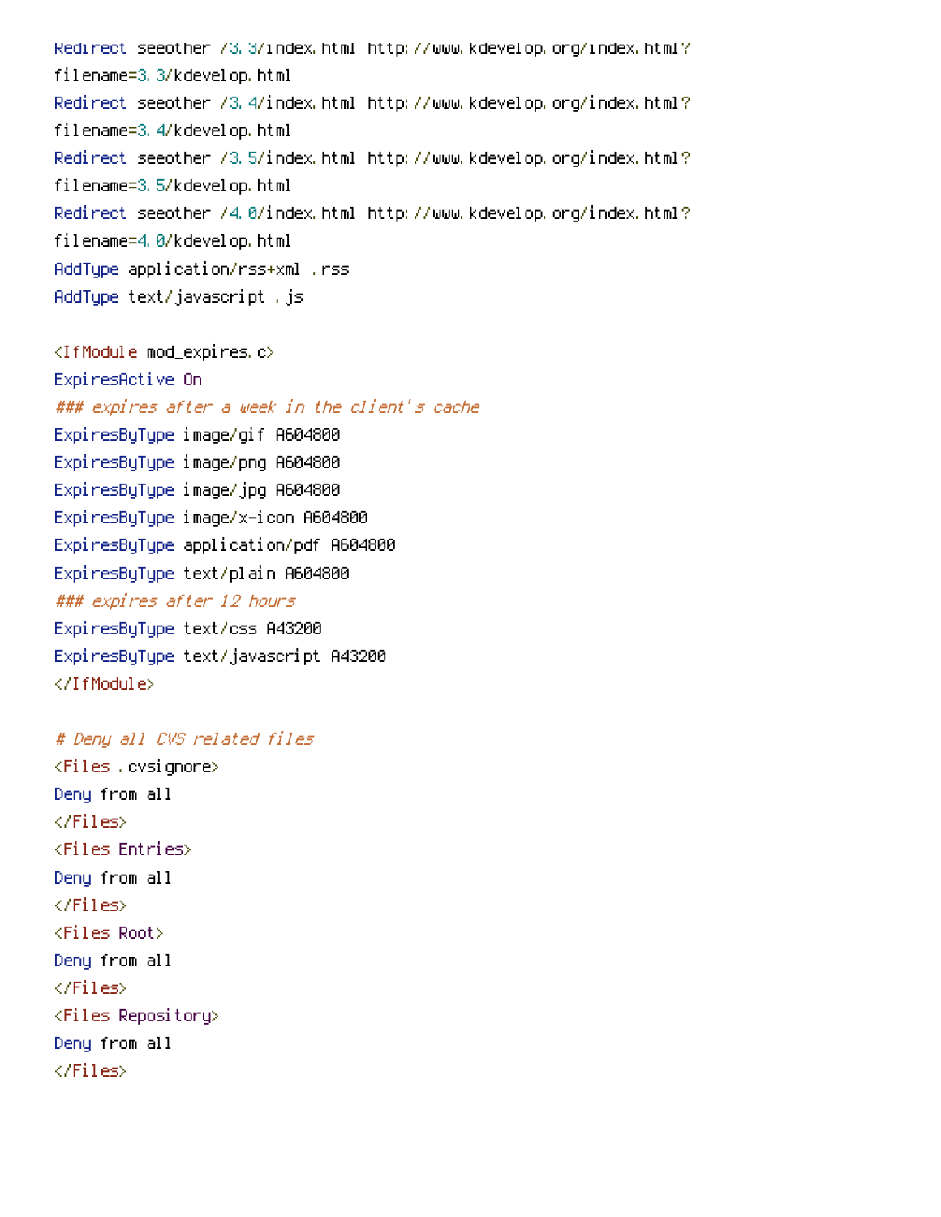```
Redirect seeother /3.3/index.html http://www.kdevelop.org/index.html?
filename=3.3/kdevelop.html
Redirect seeother /3.4/index.html http://www.kdevelop.org/index.html?
filename=3.4/kdevelop.html
Redirect seeother /3.5/index.html http://www.kdevelop.org/index.html?
filename=3.5/kdevelop.html
Redirect seeother /4.0/index.html http://www.kdevelop.org/index.html?
filename=4.0/kdevelop.html
AddType application/rss+xml .rss
AddType text/javascript .js

<IfModule mod_expires.c>
ExpiresActive On
### expires after a week in the client's cache
ExpiresByType image/gif A604800
ExpiresByType image/png A604800
ExpiresByType image/jpg A604800
ExpiresByType image/x-icon A604800
ExpiresByType application/pdf A604800
ExpiresByType text/plain A604800
### expires after 12 hours
ExpiresByType text/css A43200
ExpiresByType text/javascript A43200
</IfModule>

# Deny all CVS related files
<Files .cvsignore>
Deny from all
</Files>
<Files Entries>
Deny from all
</Files>
<Files Root>
Deny from all
</Files>
<Files Repository>
Deny from all
</Files>
```